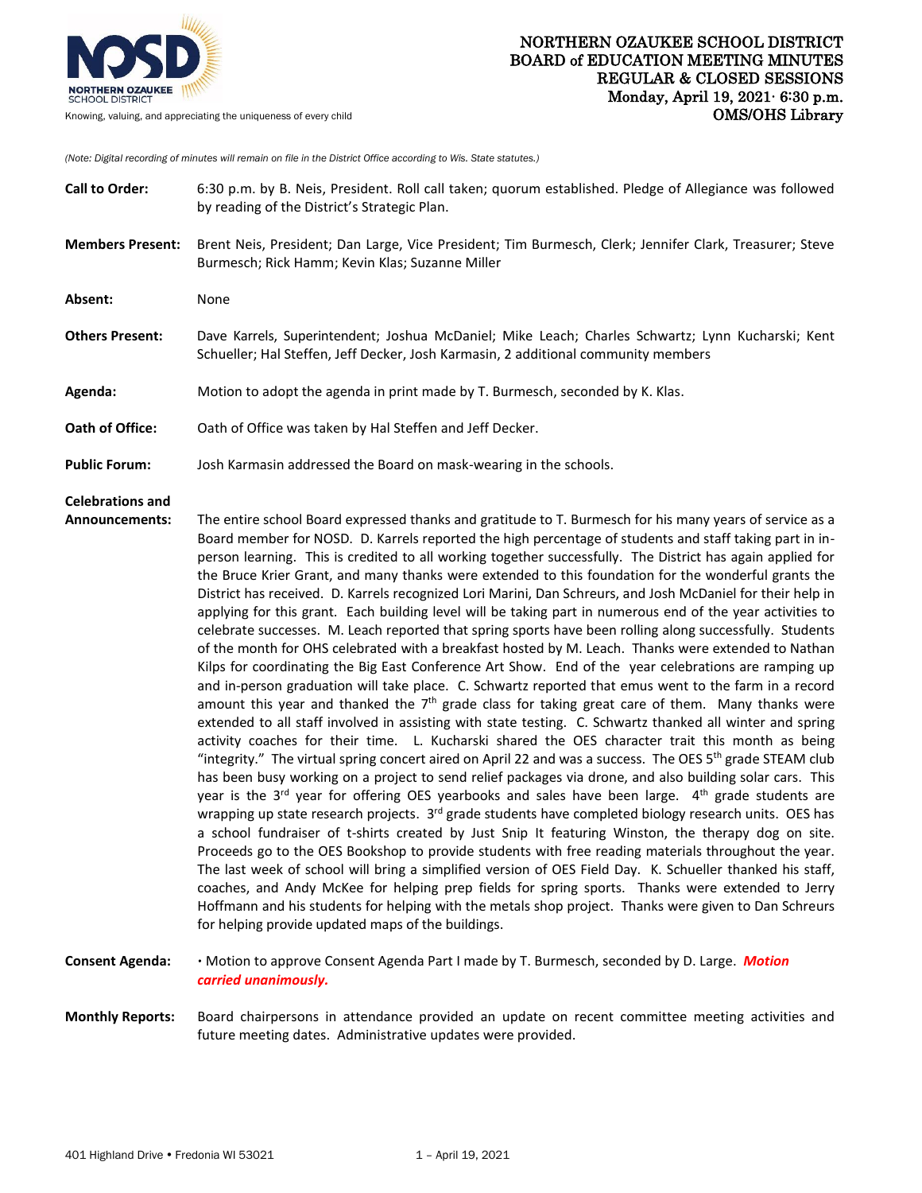NORTHERN OZAUKEE SCHOOL DISTRICT

Knowing, valuing, and appreciating the uniqueness of every child

# NORTHERN OZAUKEE SCHOOL DISTRICT
## BOARD of EDUCATION MEETING MINUTES
## REGULAR & CLOSED SESSIONS
**Monday, April 19, 2021· 6:30 p.m.**
**OMS/OHS Library**

*(Note: Digital recording of minutes will remain on file in the District Office according to Wis. State statutes.)*

**Call to Order:** 6:30 p.m. by B. Neis, President. Roll call taken; quorum established. Pledge of Allegiance was followed by reading of the District's Strategic Plan.

**Members Present:** Brent Neis, President; Dan Large, Vice President; Tim Burmesch, Clerk; Jennifer Clark, Treasurer; Steve Burmesch; Rick Hamm; Kevin Klas; Suzanne Miller

**Absent:** None

**Others Present:** Dave Karrels, Superintendent; Joshua McDaniel; Mike Leach; Charles Schwartz; Lynn Kucharski; Kent Schueller; Hal Steffen, Jeff Decker, Josh Karmasin, 2 additional community members

**Agenda:** Motion to adopt the agenda in print made by T. Burmesch, seconded by K. Klas.

**Oath of Office:** Oath of Office was taken by Hal Steffen and Jeff Decker.

**Public Forum:** Josh Karmasin addressed the Board on mask-wearing in the schools.

**Celebrations and Announcements:** The entire school Board expressed thanks and gratitude to T. Burmesch for his many years of service as a Board member for NOSD. D. Karrels reported the high percentage of students and staff taking part in in-person learning. This is credited to all working together successfully. The District has again applied for the Bruce Krier Grant, and many thanks were extended to this foundation for the wonderful grants the District has received. D. Karrels recognized Lori Marini, Dan Schreurs, and Josh McDaniel for their help in applying for this grant. Each building level will be taking part in numerous end of the year activities to celebrate successes. M. Leach reported that spring sports have been rolling along successfully. Students of the month for OHS celebrated with a breakfast hosted by M. Leach. Thanks were extended to Nathan Kilps for coordinating the Big East Conference Art Show. End of the year celebrations are ramping up and in-person graduation will take place. C. Schwartz reported that emus went to the farm in a record amount this year and thanked the 7th grade class for taking great care of them. Many thanks were extended to all staff involved in assisting with state testing. C. Schwartz thanked all winter and spring activity coaches for their time. L. Kucharski shared the OES character trait this month as being "integrity." The virtual spring concert aired on April 22 and was a success. The OES 5th grade STEAM club has been busy working on a project to send relief packages via drone, and also building solar cars. This year is the 3rd year for offering OES yearbooks and sales have been large. 4th grade students are wrapping up state research projects. 3rd grade students have completed biology research units. OES has a school fundraiser of t-shirts created by Just Snip It featuring Winston, the therapy dog on site. Proceeds go to the OES Bookshop to provide students with free reading materials throughout the year. The last week of school will bring a simplified version of OES Field Day. K. Schueller thanked his staff, coaches, and Andy McKee for helping prep fields for spring sports. Thanks were extended to Jerry Hoffmann and his students for helping with the metals shop project. Thanks were given to Dan Schreurs for helping provide updated maps of the buildings.

**Consent Agenda:** • Motion to approve Consent Agenda Part I made by T. Burmesch, seconded by D. Large. ***Motion carried unanimously.***

**Monthly Reports:** Board chairpersons in attendance provided an update on recent committee meeting activities and future meeting dates. Administrative updates were provided.

401 Highland Drive • Fredonia WI 53021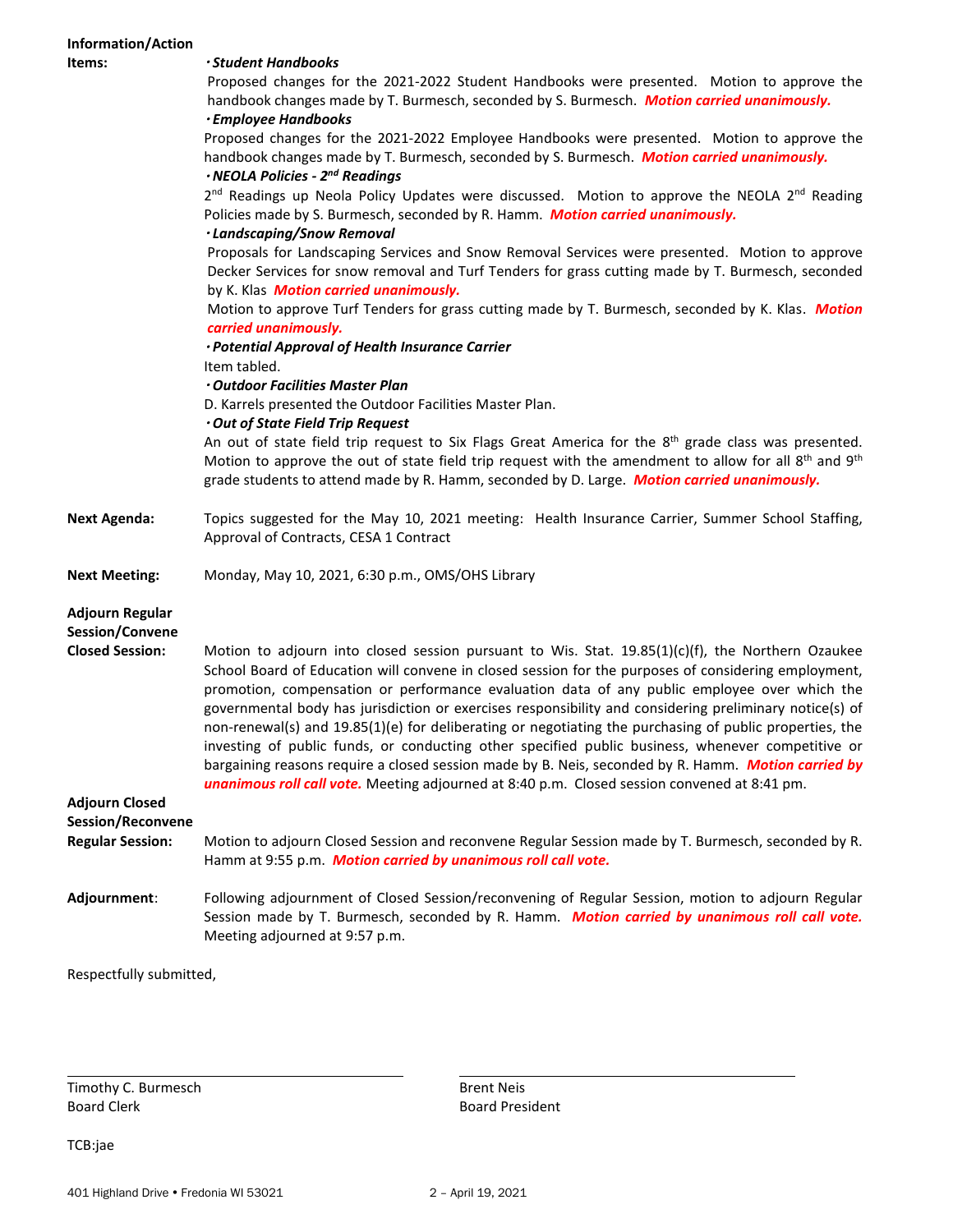**Information/Action Items:**

- ***Student Handbooks***

  Proposed changes for the 2021-2022 Student Handbooks were presented. Motion to approve the handbook changes made by T. Burmesch, seconded by S. Burmesch. ***Motion carried unanimously.***

- ***Employee Handbooks***

  Proposed changes for the 2021-2022 Employee Handbooks were presented. Motion to approve the handbook changes made by T. Burmesch, seconded by S. Burmesch. ***Motion carried unanimously.***

- ***NEOLA Policies - 2nd Readings***

  2nd Readings up Neola Policy Updates were discussed. Motion to approve the NEOLA 2nd Reading Policies made by S. Burmesch, seconded by R. Hamm. ***Motion carried unanimously.***

- ***Landscaping/Snow Removal***

  Proposals for Landscaping Services and Snow Removal Services were presented. Motion to approve Decker Services for snow removal and Turf Tenders for grass cutting made by T. Burmesch, seconded by K. Klas ***Motion carried unanimously.***

  Motion to approve Turf Tenders for grass cutting made by T. Burmesch, seconded by K. Klas. ***Motion carried unanimously.***

- ***Potential Approval of Health Insurance Carrier***

  Item tabled.

- ***Outdoor Facilities Master Plan***

  D. Karrels presented the Outdoor Facilities Master Plan.

- ***Out of State Field Trip Request***

  An out of state field trip request to Six Flags Great America for the 8th grade class was presented. Motion to approve the out of state field trip request with the amendment to allow for all 8th and 9th grade students to attend made by R. Hamm, seconded by D. Large. ***Motion carried unanimously.***

**Next Agenda:** Topics suggested for the May 10, 2021 meeting: Health Insurance Carrier, Summer School Staffing, Approval of Contracts, CESA 1 Contract

**Next Meeting:** Monday, May 10, 2021, 6:30 p.m., OMS/OHS Library

**Adjourn Regular Session/Convene Closed Session:** Motion to adjourn into closed session pursuant to Wis. Stat. 19.85(1)(c)(f), the Northern Ozaukee School Board of Education will convene in closed session for the purposes of considering employment, promotion, compensation or performance evaluation data of any public employee over which the governmental body has jurisdiction or exercises responsibility and considering preliminary notice(s) of non-renewal(s) and 19.85(1)(e) for deliberating or negotiating the purchasing of public properties, the investing of public funds, or conducting other specified public business, whenever competitive or bargaining reasons require a closed session made by B. Neis, seconded by R. Hamm. ***Motion carried by unanimous roll call vote.*** Meeting adjourned at 8:40 p.m. Closed session convened at 8:41 pm.

**Adjourn Closed Session/Reconvene Regular Session:** Motion to adjourn Closed Session and reconvene Regular Session made by T. Burmesch, seconded by R. Hamm at 9:55 p.m. ***Motion carried by unanimous roll call vote.***

**Adjournment**: Following adjournment of Closed Session/reconvening of Regular Session, motion to adjourn Regular Session made by T. Burmesch, seconded by R. Hamm. ***Motion carried by unanimous roll call vote.*** Meeting adjourned at 9:57 p.m.

Respectfully submitted,

Timothy C. Burmesch
Board Clerk

Brent Neis
Board President

TCB:jae

401 Highland Drive • Fredonia WI 53021